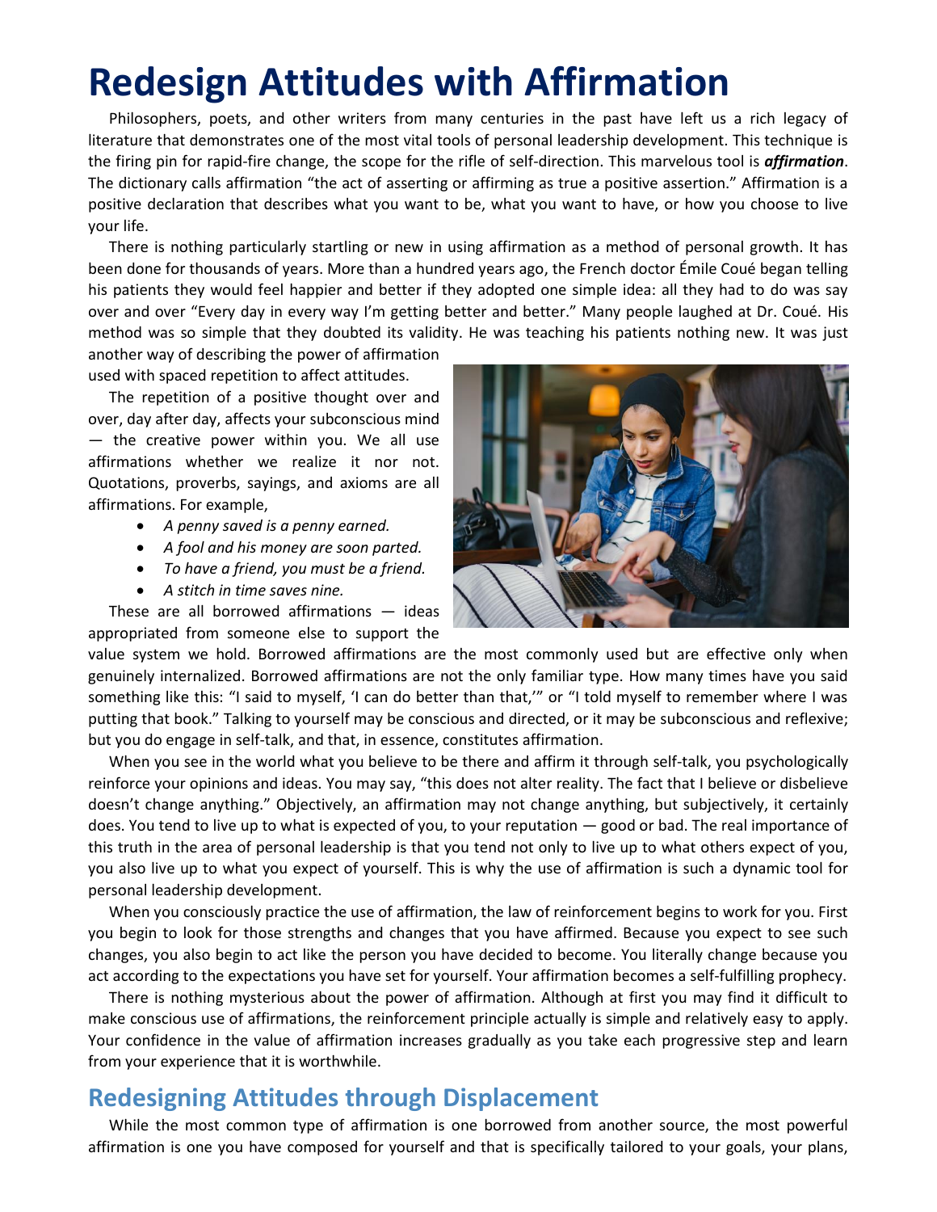# Redesign Attitudes with Affirmation

Philosophers, poets, and other writers from many centuries in the past have left us a rich legacy of literature that demonstrates one of the most vital tools of personal leadership development. This technique is the firing pin for rapid-fire change, the scope for the rifle of self-direction. This marvelous tool is ***affirmation***. The dictionary calls affirmation "the act of asserting or affirming as true a positive assertion." Affirmation is a positive declaration that describes what you want to be, what you want to have, or how you choose to live your life.

There is nothing particularly startling or new in using affirmation as a method of personal growth. It has been done for thousands of years. More than a hundred years ago, the French doctor Émile Coué began telling his patients they would feel happier and better if they adopted one simple idea: all they had to do was say over and over "Every day in every way I'm getting better and better." Many people laughed at Dr. Coué. His method was so simple that they doubted its validity. He was teaching his patients nothing new. It was just another way of describing the power of affirmation used with spaced repetition to affect attitudes.

The repetition of a positive thought over and over, day after day, affects your subconscious mind — the creative power within you. We all use affirmations whether we realize it nor not. Quotations, proverbs, sayings, and axioms are all affirmations. For example,

- *A penny saved is a penny earned.*
- *A fool and his money are soon parted.*
- *To have a friend, you must be a friend.*
- *A stitch in time saves nine.*

These are all borrowed affirmations — ideas appropriated from someone else to support the value system we hold. Borrowed affirmations are the most commonly used but are effective only when genuinely internalized. Borrowed affirmations are not the only familiar type. How many times have you said something like this: "I said to myself, 'I can do better than that,'" or "I told myself to remember where I was putting that book." Talking to yourself may be conscious and directed, or it may be subconscious and reflexive; but you do engage in self-talk, and that, in essence, constitutes affirmation.

When you see in the world what you believe to be there and affirm it through self-talk, you psychologically reinforce your opinions and ideas. You may say, "this does not alter reality. The fact that I believe or disbelieve doesn't change anything." Objectively, an affirmation may not change anything, but subjectively, it certainly does. You tend to live up to what is expected of you, to your reputation — good or bad. The real importance of this truth in the area of personal leadership is that you tend not only to live up to what others expect of you, you also live up to what you expect of yourself. This is why the use of affirmation is such a dynamic tool for personal leadership development.

When you consciously practice the use of affirmation, the law of reinforcement begins to work for you. First you begin to look for those strengths and changes that you have affirmed. Because you expect to see such changes, you also begin to act like the person you have decided to become. You literally change because you act according to the expectations you have set for yourself. Your affirmation becomes a self-fulfilling prophecy.

There is nothing mysterious about the power of affirmation. Although at first you may find it difficult to make conscious use of affirmations, the reinforcement principle actually is simple and relatively easy to apply. Your confidence in the value of affirmation increases gradually as you take each progressive step and learn from your experience that it is worthwhile.

## Redesigning Attitudes through Displacement

While the most common type of affirmation is one borrowed from another source, the most powerful affirmation is one you have composed for yourself and that is specifically tailored to your goals, your plans,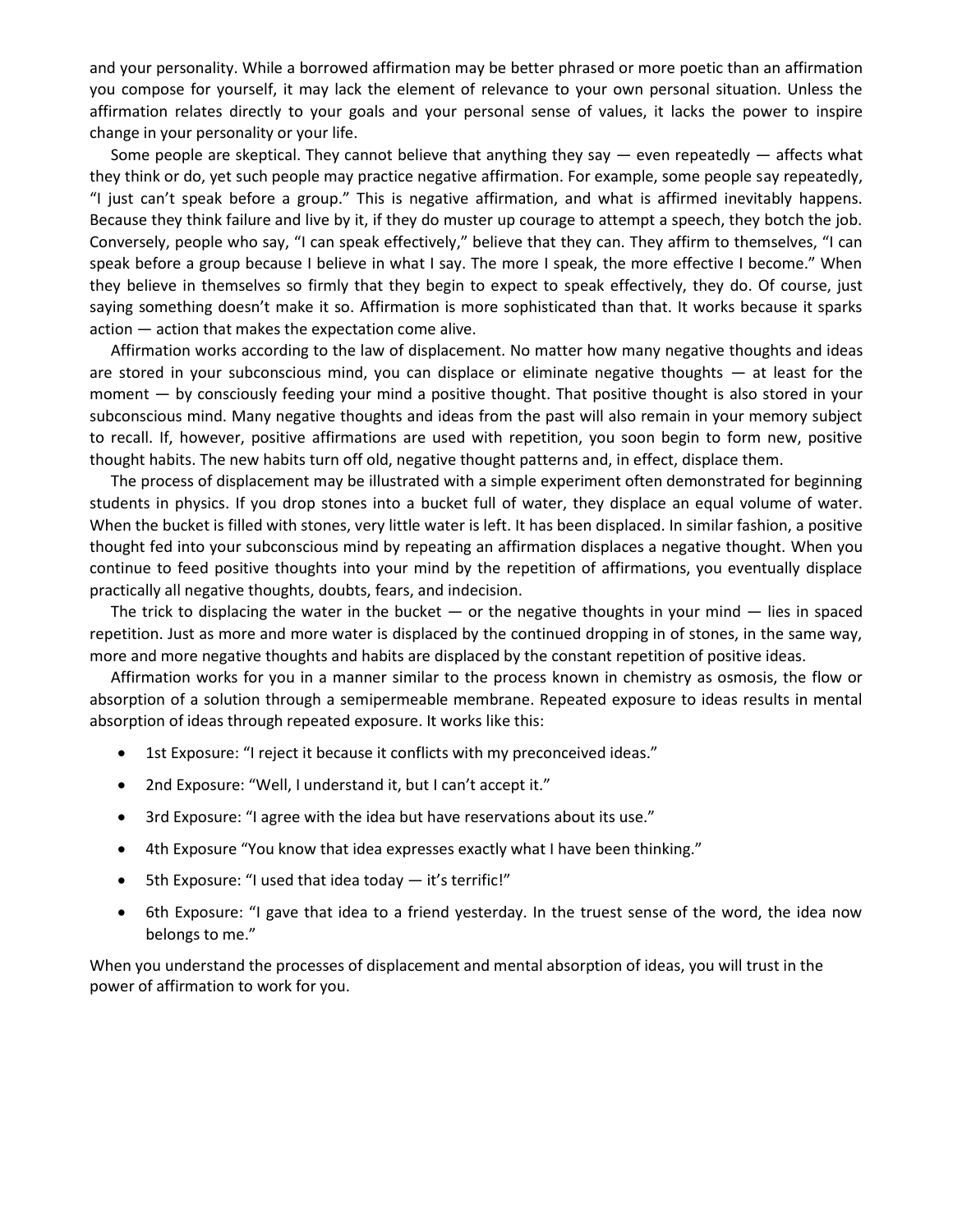and your personality. While a borrowed affirmation may be better phrased or more poetic than an affirmation you compose for yourself, it may lack the element of relevance to your own personal situation. Unless the affirmation relates directly to your goals and your personal sense of values, it lacks the power to inspire change in your personality or your life.

Some people are skeptical. They cannot believe that anything they say — even repeatedly — affects what they think or do, yet such people may practice negative affirmation. For example, some people say repeatedly, "I just can't speak before a group." This is negative affirmation, and what is affirmed inevitably happens. Because they think failure and live by it, if they do muster up courage to attempt a speech, they botch the job. Conversely, people who say, "I can speak effectively," believe that they can. They affirm to themselves, "I can speak before a group because I believe in what I say. The more I speak, the more effective I become." When they believe in themselves so firmly that they begin to expect to speak effectively, they do. Of course, just saying something doesn't make it so. Affirmation is more sophisticated than that. It works because it sparks action — action that makes the expectation come alive.

Affirmation works according to the law of displacement. No matter how many negative thoughts and ideas are stored in your subconscious mind, you can displace or eliminate negative thoughts — at least for the moment — by consciously feeding your mind a positive thought. That positive thought is also stored in your subconscious mind. Many negative thoughts and ideas from the past will also remain in your memory subject to recall. If, however, positive affirmations are used with repetition, you soon begin to form new, positive thought habits. The new habits turn off old, negative thought patterns and, in effect, displace them.

The process of displacement may be illustrated with a simple experiment often demonstrated for beginning students in physics. If you drop stones into a bucket full of water, they displace an equal volume of water. When the bucket is filled with stones, very little water is left. It has been displaced. In similar fashion, a positive thought fed into your subconscious mind by repeating an affirmation displaces a negative thought. When you continue to feed positive thoughts into your mind by the repetition of affirmations, you eventually displace practically all negative thoughts, doubts, fears, and indecision.

The trick to displacing the water in the bucket — or the negative thoughts in your mind — lies in spaced repetition. Just as more and more water is displaced by the continued dropping in of stones, in the same way, more and more negative thoughts and habits are displaced by the constant repetition of positive ideas.

Affirmation works for you in a manner similar to the process known in chemistry as osmosis, the flow or absorption of a solution through a semipermeable membrane. Repeated exposure to ideas results in mental absorption of ideas through repeated exposure. It works like this:

- 1st Exposure: "I reject it because it conflicts with my preconceived ideas."
- 2nd Exposure: "Well, I understand it, but I can't accept it."
- 3rd Exposure: "I agree with the idea but have reservations about its use."
- 4th Exposure "You know that idea expresses exactly what I have been thinking."
- 5th Exposure: "I used that idea today — it's terrific!"
- 6th Exposure: "I gave that idea to a friend yesterday. In the truest sense of the word, the idea now belongs to me."

When you understand the processes of displacement and mental absorption of ideas, you will trust in the power of affirmation to work for you.